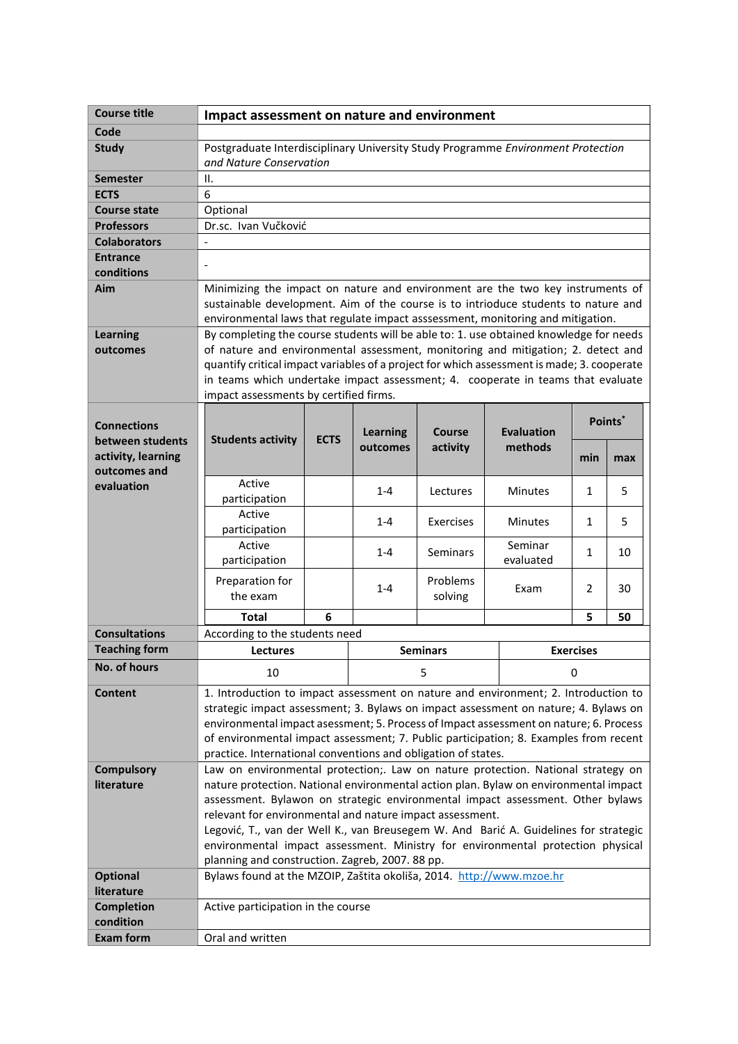| Course title | **Impact assessment on nature and environment** |
|---|---|
| **Code** | |
| **Study** | Postgraduate Interdisciplinary University Study Programme *Environment Protection and Nature Conservation* |
| **Semester** | II. |
| **ECTS** | 6 |
| **Course state** | Optional |
| **Professors** | Dr.sc. Ivan Vučković |
| **Colaborators** | - |
| **Entrance conditions** | - |
| **Aim** | Minimizing the impact on nature and environment are the two key instruments of sustainable development. Aim of the course is to intrioduce students to nature and environmental laws that regulate impact asssessment, monitoring and mitigation. |
| **Learning outcomes** | By completing the course students will be able to: 1. use obtained knowledge for needs of nature and environmental assessment, monitoring and mitigation; 2. detect and quantify critical impact variables of a project for which assessment is made; 3. cooperate in teams which undertake impact assessment; 4. cooperate in teams that evaluate impact assessments by certified firms. |

**Connections between students activity, learning outcomes and evaluation**

| Students activity | ECTS | Learning outcomes | Course activity | Evaluation methods | Points* | |
|---|---|---|---|---|---|---|
| | | | | | min | max |
| Active participation | | 1-4 | Lectures | Minutes | 1 | 5 |
| Active participation | | 1-4 | Exercises | Minutes | 1 | 5 |
| Active participation | | 1-4 | Seminars | Seminar evaluated | 1 | 10 |
| Preparation for the exam | | 1-4 | Problems solving | Exam | 2 | 30 |
| **Total** | **6** | | | | **5** | **50** |

| **Consultations** | According to the students need | | |
|---|---|---|---|
| **Teaching form** | **Lectures** | **Seminars** | **Exercises** |
| **No. of hours** | 10 | 5 | 0 |

| **Content** | 1. Introduction to impact assessment on nature and environment; 2. Introduction to strategic impact assessment; 3. Bylaws on impact assessment on nature; 4. Bylaws on environmental impact asessment; 5. Process of Impact assessment on nature; 6. Process of environmental impact assessment; 7. Public participation; 8. Examples from recent practice. International conventions and obligation of states. |
|---|---|
| **Compulsory literature** | Law on environmental protection;. Law on nature protection. National strategy on nature protection. National environmental action plan. Bylaw on environmental impact assessment. Bylawon on strategic environmental impact assessment. Other bylaws relevant for environmental and nature impact assessment. Legović, T., van der Well K., van Breusegem W. And Barić A. Guidelines for strategic environmental impact assessment. Ministry for environmental protection physical planning and construction. Zagreb, 2007. 88 pp. |
| **Optional literature** | Bylaws found at the MZOIP, Zaštita okoliša, 2014. http://www.mzoe.hr |
| **Completion condition** | Active participation in the course |
| **Exam form** | Oral and written |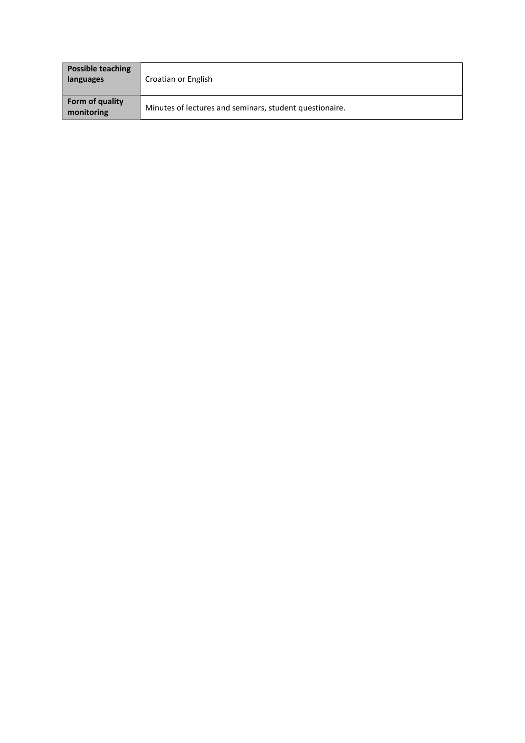| | |
|---|---|
| **Possible teaching languages** | Croatian or English |
| **Form of quality monitoring** | Minutes of lectures and seminars, student questionaire. |